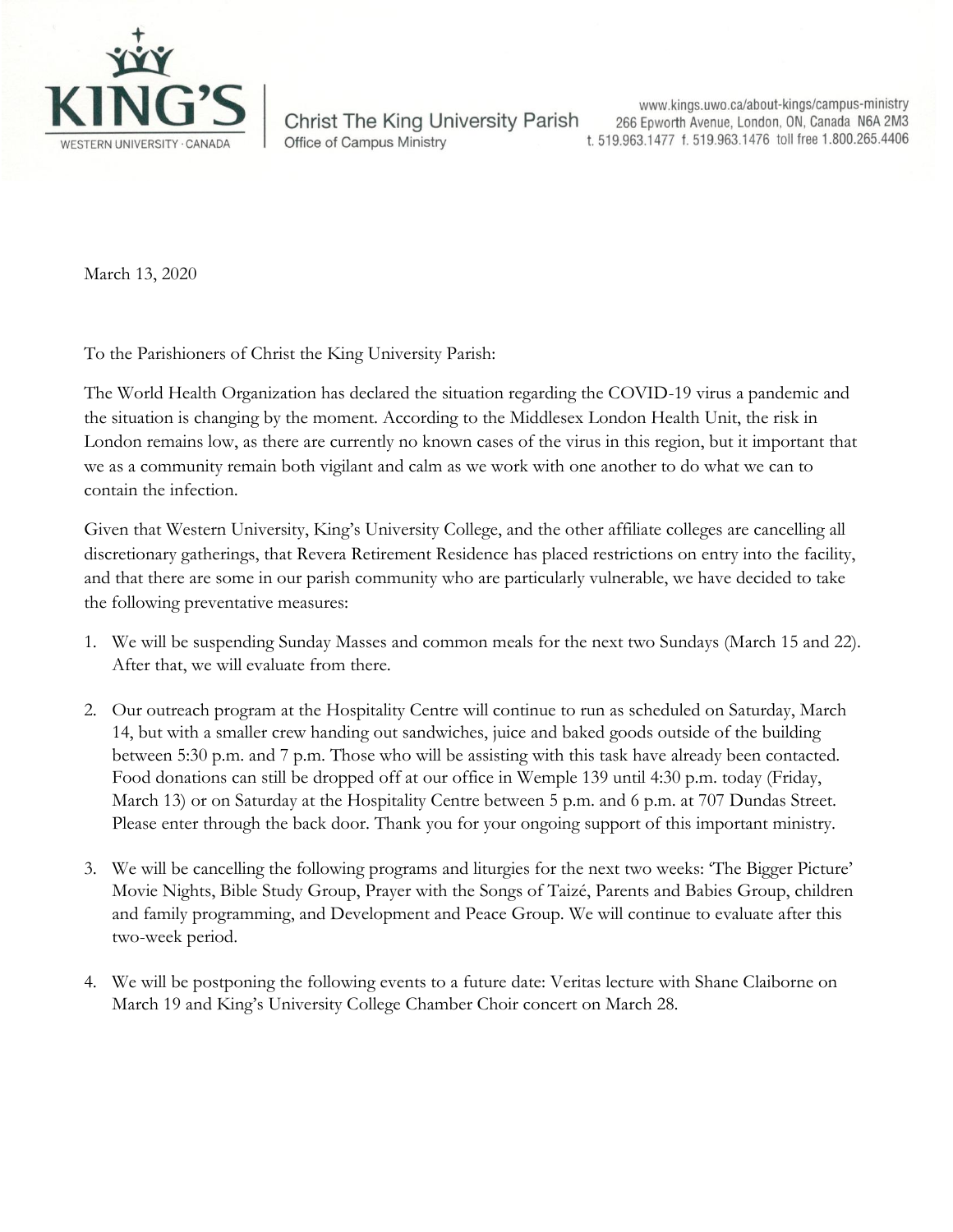**KING'S**
WESTERN UNIVERSITY · CANADA

Christ The King University Parish
Office of Campus Ministry

www.kings.uwo.ca/about-kings/campus-ministry
266 Epworth Avenue, London, ON, Canada N6A 2M3
t. 519.963.1477 f. 519.963.1476 toll free 1.800.265.4406

March 13, 2020

To the Parishioners of Christ the King University Parish:

The World Health Organization has declared the situation regarding the COVID-19 virus a pandemic and the situation is changing by the moment. According to the Middlesex London Health Unit, the risk in London remains low, as there are currently no known cases of the virus in this region, but it important that we as a community remain both vigilant and calm as we work with one another to do what we can to contain the infection.

Given that Western University, King's University College, and the other affiliate colleges are cancelling all discretionary gatherings, that Revera Retirement Residence has placed restrictions on entry into the facility, and that there are some in our parish community who are particularly vulnerable, we have decided to take the following preventative measures:

1. We will be suspending Sunday Masses and common meals for the next two Sundays (March 15 and 22). After that, we will evaluate from there.

2. Our outreach program at the Hospitality Centre will continue to run as scheduled on Saturday, March 14, but with a smaller crew handing out sandwiches, juice and baked goods outside of the building between 5:30 p.m. and 7 p.m. Those who will be assisting with this task have already been contacted. Food donations can still be dropped off at our office in Wemple 139 until 4:30 p.m. today (Friday, March 13) or on Saturday at the Hospitality Centre between 5 p.m. and 6 p.m. at 707 Dundas Street. Please enter through the back door. Thank you for your ongoing support of this important ministry.

3. We will be cancelling the following programs and liturgies for the next two weeks: 'The Bigger Picture' Movie Nights, Bible Study Group, Prayer with the Songs of Taizé, Parents and Babies Group, children and family programming, and Development and Peace Group. We will continue to evaluate after this two-week period.

4. We will be postponing the following events to a future date: Veritas lecture with Shane Claiborne on March 19 and King's University College Chamber Choir concert on March 28.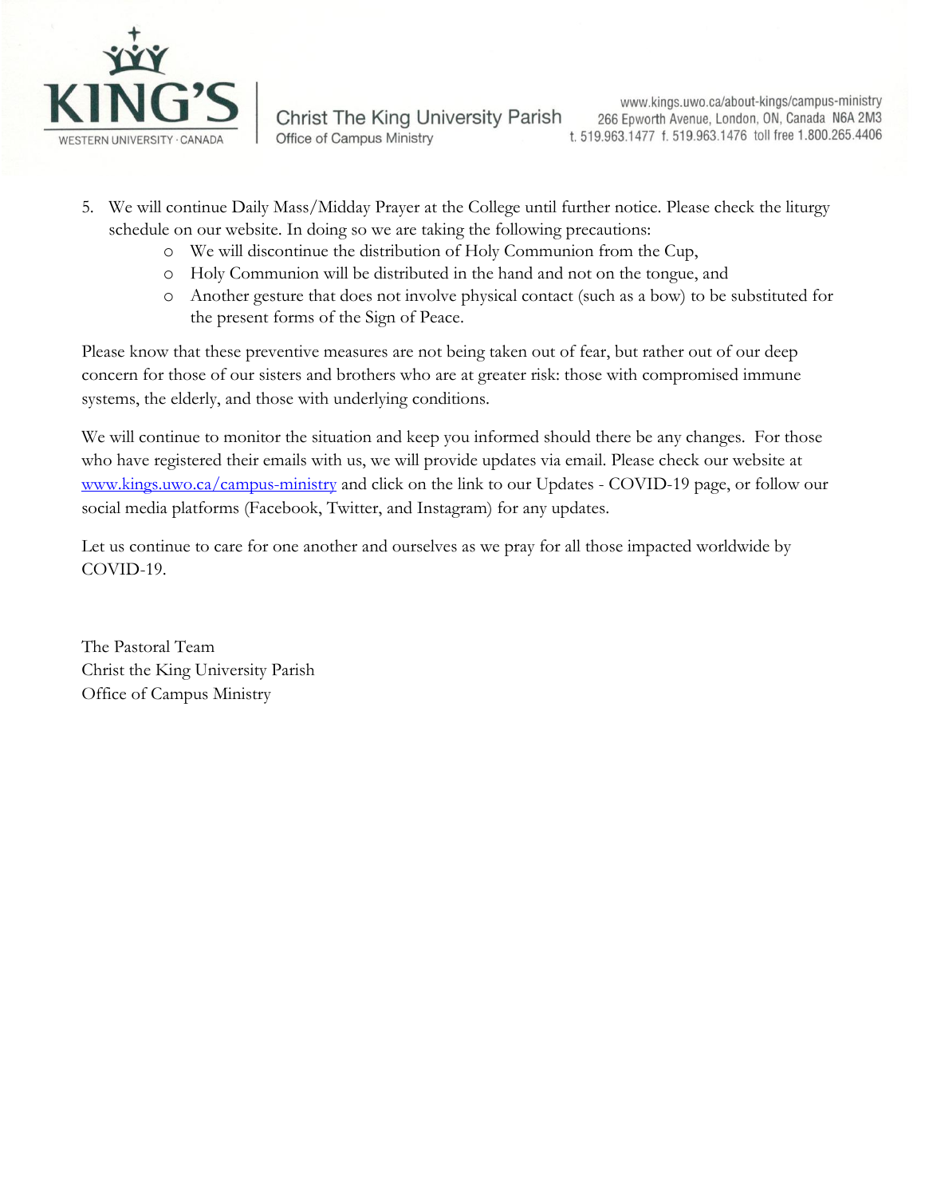5. We will continue Daily Mass/Midday Prayer at the College until further notice. Please check the liturgy schedule on our website. In doing so we are taking the following precautions:
    - We will discontinue the distribution of Holy Communion from the Cup,
    - Holy Communion will be distributed in the hand and not on the tongue, and
    - Another gesture that does not involve physical contact (such as a bow) to be substituted for the present forms of the Sign of Peace.

Please know that these preventive measures are not being taken out of fear, but rather out of our deep concern for those of our sisters and brothers who are at greater risk: those with compromised immune systems, the elderly, and those with underlying conditions.

We will continue to monitor the situation and keep you informed should there be any changes. For those who have registered their emails with us, we will provide updates via email. Please check our website at [www.kings.uwo.ca/campus-ministry](http://www.kings.uwo.ca/campus-ministry) and click on the link to our Updates - COVID-19 page, or follow our social media platforms (Facebook, Twitter, and Instagram) for any updates.

Let us continue to care for one another and ourselves as we pray for all those impacted worldwide by COVID-19.

The Pastoral Team  
Christ the King University Parish  
Office of Campus Ministry